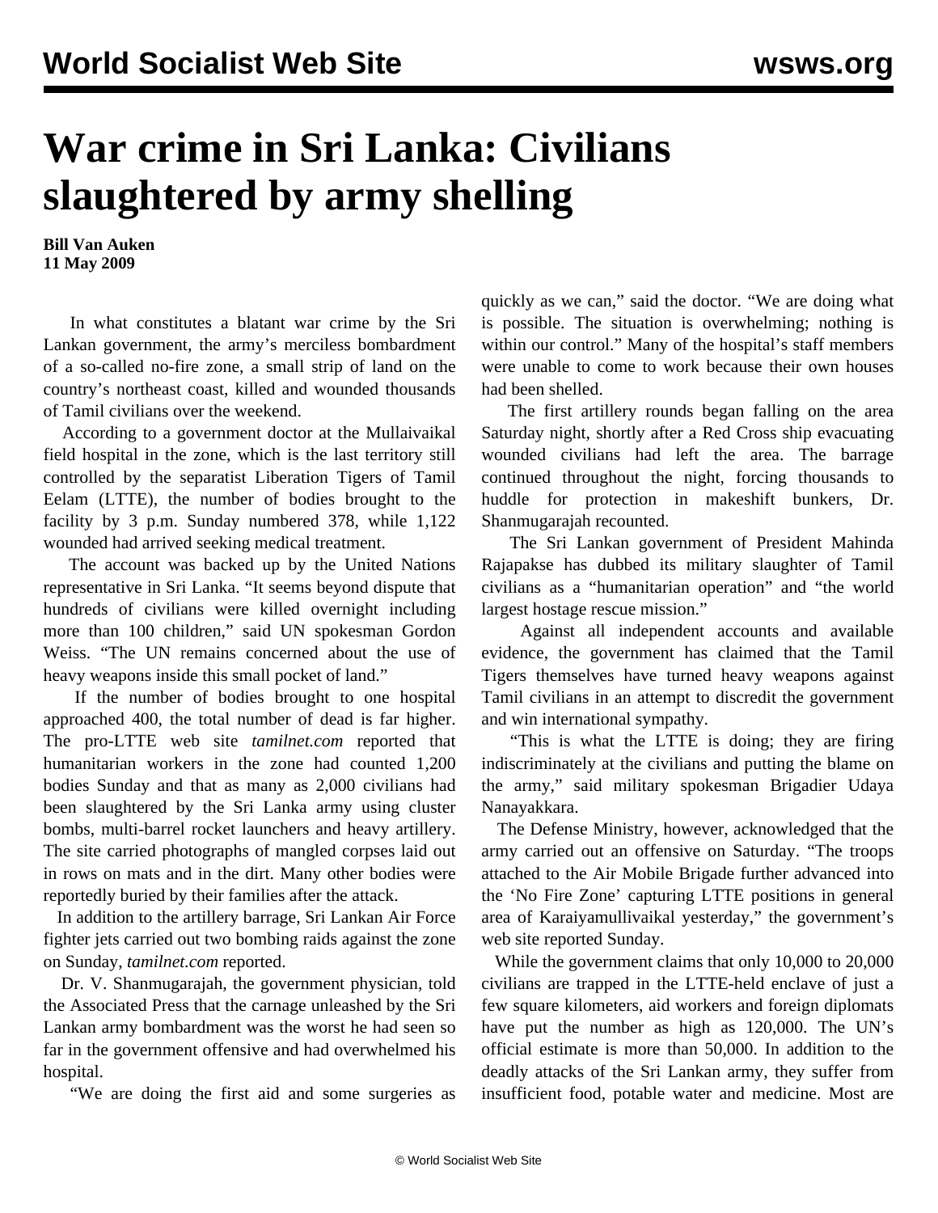# War crime in Sri Lanka: Civilians slaughtered by army shelling

**Bill Van Auken**
**11 May 2009**

In what constitutes a blatant war crime by the Sri Lankan government, the army's merciless bombardment of a so-called no-fire zone, a small strip of land on the country's northeast coast, killed and wounded thousands of Tamil civilians over the weekend.

According to a government doctor at the Mullaivaikal field hospital in the zone, which is the last territory still controlled by the separatist Liberation Tigers of Tamil Eelam (LTTE), the number of bodies brought to the facility by 3 p.m. Sunday numbered 378, while 1,122 wounded had arrived seeking medical treatment.

The account was backed up by the United Nations representative in Sri Lanka. "It seems beyond dispute that hundreds of civilians were killed overnight including more than 100 children," said UN spokesman Gordon Weiss. "The UN remains concerned about the use of heavy weapons inside this small pocket of land."

If the number of bodies brought to one hospital approached 400, the total number of dead is far higher. The pro-LTTE web site *tamilnet.com* reported that humanitarian workers in the zone had counted 1,200 bodies Sunday and that as many as 2,000 civilians had been slaughtered by the Sri Lanka army using cluster bombs, multi-barrel rocket launchers and heavy artillery. The site carried photographs of mangled corpses laid out in rows on mats and in the dirt. Many other bodies were reportedly buried by their families after the attack.

In addition to the artillery barrage, Sri Lankan Air Force fighter jets carried out two bombing raids against the zone on Sunday, *tamilnet.com* reported.

Dr. V. Shanmugarajah, the government physician, told the Associated Press that the carnage unleashed by the Sri Lankan army bombardment was the worst he had seen so far in the government offensive and had overwhelmed his hospital.

"We are doing the first aid and some surgeries as quickly as we can," said the doctor. "We are doing what is possible. The situation is overwhelming; nothing is within our control." Many of the hospital's staff members were unable to come to work because their own houses had been shelled.

The first artillery rounds began falling on the area Saturday night, shortly after a Red Cross ship evacuating wounded civilians had left the area. The barrage continued throughout the night, forcing thousands to huddle for protection in makeshift bunkers, Dr. Shanmugarajah recounted.

The Sri Lankan government of President Mahinda Rajapakse has dubbed its military slaughter of Tamil civilians as a "humanitarian operation" and "the world largest hostage rescue mission."

Against all independent accounts and available evidence, the government has claimed that the Tamil Tigers themselves have turned heavy weapons against Tamil civilians in an attempt to discredit the government and win international sympathy.

"This is what the LTTE is doing; they are firing indiscriminately at the civilians and putting the blame on the army," said military spokesman Brigadier Udaya Nanayakkara.

The Defense Ministry, however, acknowledged that the army carried out an offensive on Saturday. "The troops attached to the Air Mobile Brigade further advanced into the 'No Fire Zone' capturing LTTE positions in general area of Karaiyamullivaikal yesterday," the government's web site reported Sunday.

While the government claims that only 10,000 to 20,000 civilians are trapped in the LTTE-held enclave of just a few square kilometers, aid workers and foreign diplomats have put the number as high as 120,000. The UN's official estimate is more than 50,000. In addition to the deadly attacks of the Sri Lankan army, they suffer from insufficient food, potable water and medicine. Most are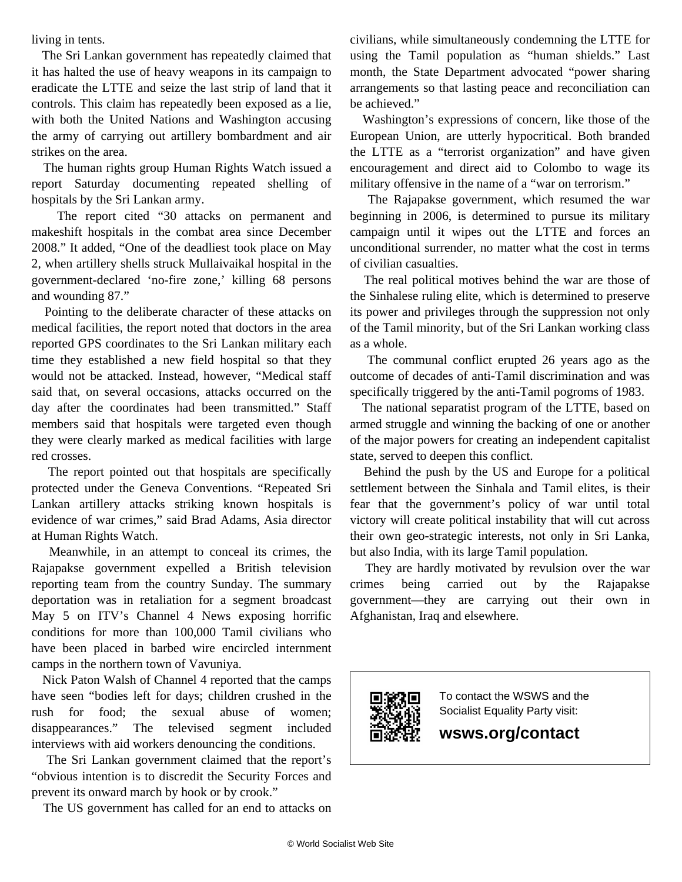living in tents.

The Sri Lankan government has repeatedly claimed that it has halted the use of heavy weapons in its campaign to eradicate the LTTE and seize the last strip of land that it controls. This claim has repeatedly been exposed as a lie, with both the United Nations and Washington accusing the army of carrying out artillery bombardment and air strikes on the area.

The human rights group Human Rights Watch issued a report Saturday documenting repeated shelling of hospitals by the Sri Lankan army.

The report cited "30 attacks on permanent and makeshift hospitals in the combat area since December 2008." It added, "One of the deadliest took place on May 2, when artillery shells struck Mullaivaikal hospital in the government-declared 'no-fire zone,' killing 68 persons and wounding 87."

Pointing to the deliberate character of these attacks on medical facilities, the report noted that doctors in the area reported GPS coordinates to the Sri Lankan military each time they established a new field hospital so that they would not be attacked. Instead, however, "Medical staff said that, on several occasions, attacks occurred on the day after the coordinates had been transmitted." Staff members said that hospitals were targeted even though they were clearly marked as medical facilities with large red crosses.

The report pointed out that hospitals are specifically protected under the Geneva Conventions. "Repeated Sri Lankan artillery attacks striking known hospitals is evidence of war crimes," said Brad Adams, Asia director at Human Rights Watch.

Meanwhile, in an attempt to conceal its crimes, the Rajapakse government expelled a British television reporting team from the country Sunday. The summary deportation was in retaliation for a segment broadcast May 5 on ITV's Channel 4 News exposing horrific conditions for more than 100,000 Tamil civilians who have been placed in barbed wire encircled internment camps in the northern town of Vavuniya.

Nick Paton Walsh of Channel 4 reported that the camps have seen "bodies left for days; children crushed in the rush for food; the sexual abuse of women; disappearances." The televised segment included interviews with aid workers denouncing the conditions.

The Sri Lankan government claimed that the report's "obvious intention is to discredit the Security Forces and prevent its onward march by hook or by crook."

The US government has called for an end to attacks on civilians, while simultaneously condemning the LTTE for using the Tamil population as "human shields." Last month, the State Department advocated "power sharing arrangements so that lasting peace and reconciliation can be achieved."

Washington's expressions of concern, like those of the European Union, are utterly hypocritical. Both branded the LTTE as a "terrorist organization" and have given encouragement and direct aid to Colombo to wage its military offensive in the name of a "war on terrorism."

The Rajapakse government, which resumed the war beginning in 2006, is determined to pursue its military campaign until it wipes out the LTTE and forces an unconditional surrender, no matter what the cost in terms of civilian casualties.

The real political motives behind the war are those of the Sinhalese ruling elite, which is determined to preserve its power and privileges through the suppression not only of the Tamil minority, but of the Sri Lankan working class as a whole.

The communal conflict erupted 26 years ago as the outcome of decades of anti-Tamil discrimination and was specifically triggered by the anti-Tamil pogroms of 1983.

The national separatist program of the LTTE, based on armed struggle and winning the backing of one or another of the major powers for creating an independent capitalist state, served to deepen this conflict.

Behind the push by the US and Europe for a political settlement between the Sinhala and Tamil elites, is their fear that the government's policy of war until total victory will create political instability that will cut across their own geo-strategic interests, not only in Sri Lanka, but also India, with its large Tamil population.

They are hardly motivated by revulsion over the war crimes being carried out by the Rajapakse government—they are carrying out their own in Afghanistan, Iraq and elsewhere.

To contact the WSWS and the Socialist Equality Party visit:

**wsws.org/contact**